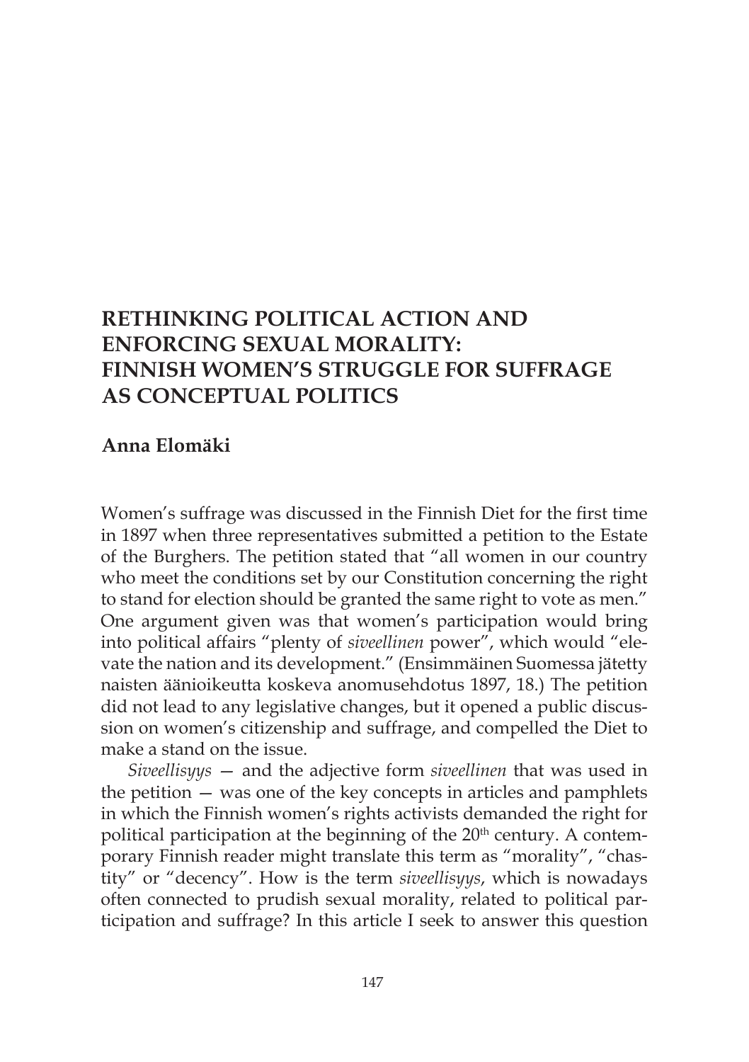# RETHINKING POLITICAL ACTION AND ENFORCING SEXUAL MORALITY: FINNISH WOMEN'S STRUGGLE FOR SUFFRAGE AS CONCEPTUAL POLITICS

**Anna Elomäki**

Women's suffrage was discussed in the Finnish Diet for the first time in 1897 when three representatives submitted a petition to the Estate of the Burghers. The petition stated that "all women in our country who meet the conditions set by our Constitution concerning the right to stand for election should be granted the same right to vote as men." One argument given was that women's participation would bring into political affairs "plenty of *siveellinen* power", which would "elevate the nation and its development." (Ensimmäinen Suomessa jätetty naisten äänioikeutta koskeva anomusehdotus 1897, 18.) The petition did not lead to any legislative changes, but it opened a public discussion on women's citizenship and suffrage, and compelled the Diet to make a stand on the issue.

*Siveellisyys* — and the adjective form *siveellinen* that was used in the petition — was one of the key concepts in articles and pamphlets in which the Finnish women's rights activists demanded the right for political participation at the beginning of the 20th century. A contemporary Finnish reader might translate this term as "morality", "chastity" or "decency". How is the term *siveellisyys*, which is nowadays often connected to prudish sexual morality, related to political participation and suffrage? In this article I seek to answer this question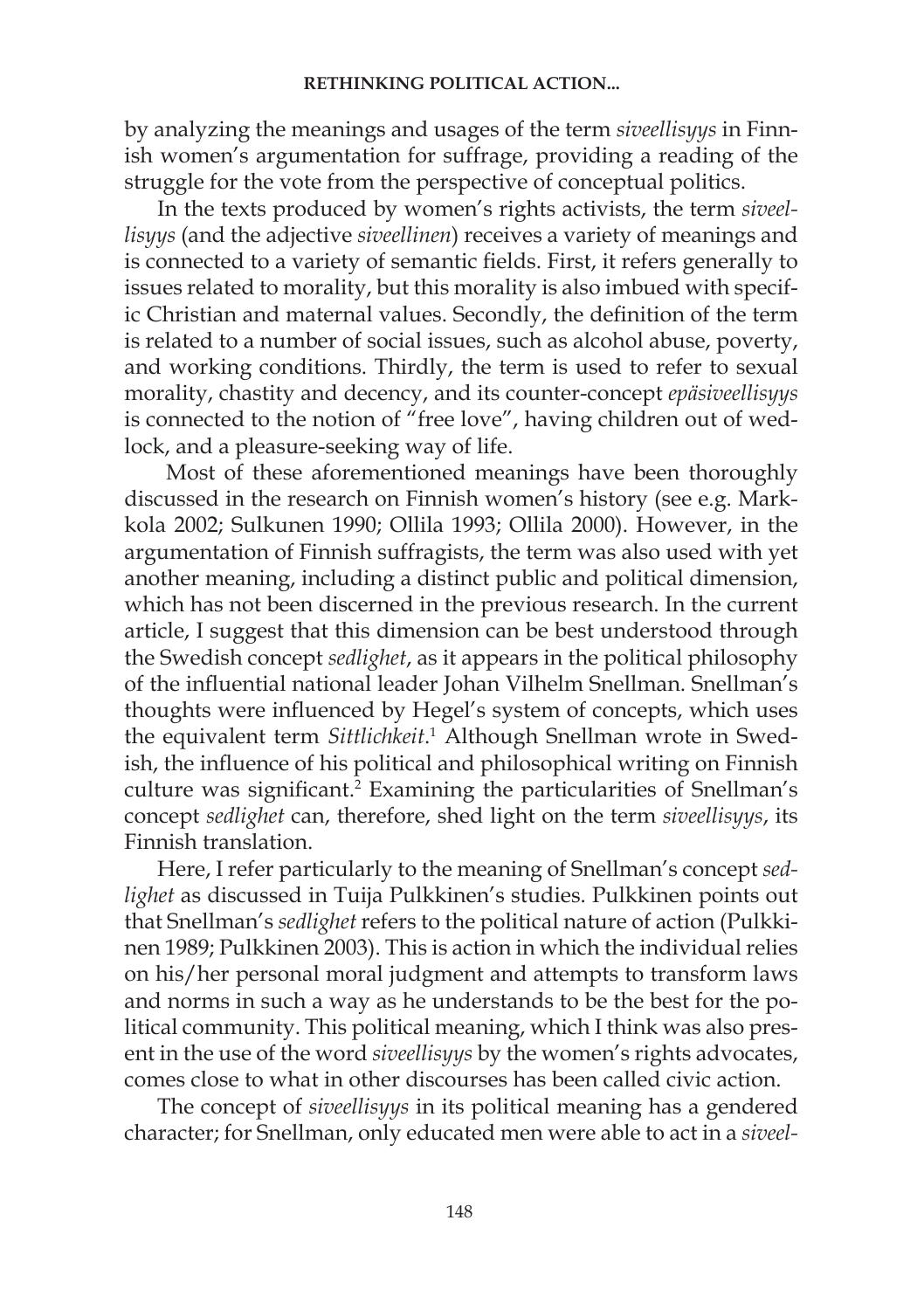by analyzing the meanings and usages of the term *siveellisyys* in Finnish women's argumentation for suffrage, providing a reading of the struggle for the vote from the perspective of conceptual politics.

In the texts produced by women's rights activists, the term *siveellisyys* (and the adjective *siveellinen*) receives a variety of meanings and is connected to a variety of semantic fields. First, it refers generally to issues related to morality, but this morality is also imbued with specific Christian and maternal values. Secondly, the definition of the term is related to a number of social issues, such as alcohol abuse, poverty, and working conditions. Thirdly, the term is used to refer to sexual morality, chastity and decency, and its counter-concept *epäsiveellisyys* is connected to the notion of "free love", having children out of wedlock, and a pleasure-seeking way of life.

Most of these aforementioned meanings have been thoroughly discussed in the research on Finnish women's history (see e.g. Markkola 2002; Sulkunen 1990; Ollila 1993; Ollila 2000). However, in the argumentation of Finnish suffragists, the term was also used with yet another meaning, including a distinct public and political dimension, which has not been discerned in the previous research. In the current article, I suggest that this dimension can be best understood through the Swedish concept *sedlighet*, as it appears in the political philosophy of the influential national leader Johan Vilhelm Snellman. Snellman's thoughts were influenced by Hegel's system of concepts, which uses the equivalent term *Sittlichkeit*.[1] Although Snellman wrote in Swedish, the influence of his political and philosophical writing on Finnish culture was significant.[2] Examining the particularities of Snellman's concept *sedlighet* can, therefore, shed light on the term *siveellisyys*, its Finnish translation.

Here, I refer particularly to the meaning of Snellman's concept *sedlighet* as discussed in Tuija Pulkkinen's studies. Pulkkinen points out that Snellman's *sedlighet* refers to the political nature of action (Pulkkinen 1989; Pulkkinen 2003). This is action in which the individual relies on his/her personal moral judgment and attempts to transform laws and norms in such a way as he understands to be the best for the political community. This political meaning, which I think was also present in the use of the word *siveellisyys* by the women's rights advocates, comes close to what in other discourses has been called civic action.

The concept of *siveellisyys* in its political meaning has a gendered character; for Snellman, only educated men were able to act in a *siveel-*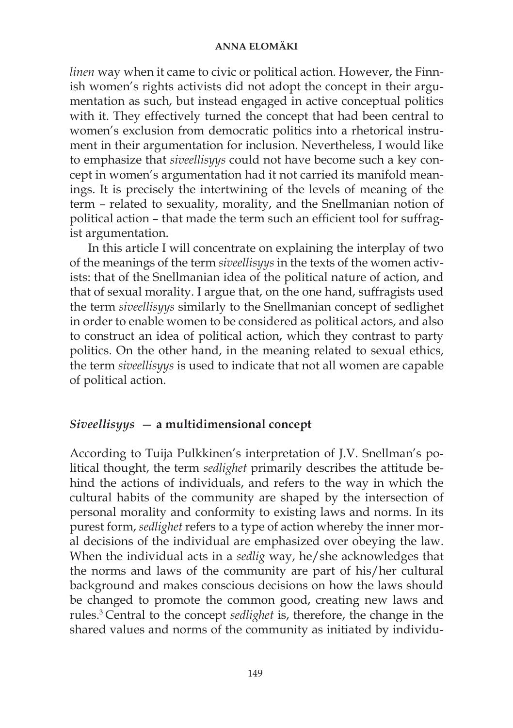*linen* way when it came to civic or political action. However, the Finnish women's rights activists did not adopt the concept in their argumentation as such, but instead engaged in active conceptual politics with it. They effectively turned the concept that had been central to women's exclusion from democratic politics into a rhetorical instrument in their argumentation for inclusion. Nevertheless, I would like to emphasize that *siveellisyys* could not have become such a key concept in women's argumentation had it not carried its manifold meanings. It is precisely the intertwining of the levels of meaning of the term – related to sexuality, morality, and the Snellmanian notion of political action – that made the term such an efficient tool for suffragist argumentation.

In this article I will concentrate on explaining the interplay of two of the meanings of the term *siveellisyys* in the texts of the women activists: that of the Snellmanian idea of the political nature of action, and that of sexual morality. I argue that, on the one hand, suffragists used the term *siveellisyys* similarly to the Snellmanian concept of sedlighet in order to enable women to be considered as political actors, and also to construct an idea of political action, which they contrast to party politics. On the other hand, in the meaning related to sexual ethics, the term *siveellisyys* is used to indicate that not all women are capable of political action.

## *Siveellisyys* — a multidimensional concept

According to Tuija Pulkkinen's interpretation of J.V. Snellman's political thought, the term *sedlighet* primarily describes the attitude behind the actions of individuals, and refers to the way in which the cultural habits of the community are shaped by the intersection of personal morality and conformity to existing laws and norms. In its purest form, *sedlighet* refers to a type of action whereby the inner moral decisions of the individual are emphasized over obeying the law. When the individual acts in a *sedlig* way, he/she acknowledges that the norms and laws of the community are part of his/her cultural background and makes conscious decisions on how the laws should be changed to promote the common good, creating new laws and rules.[3] Central to the concept *sedlighet* is, therefore, the change in the shared values and norms of the community as initiated by individu-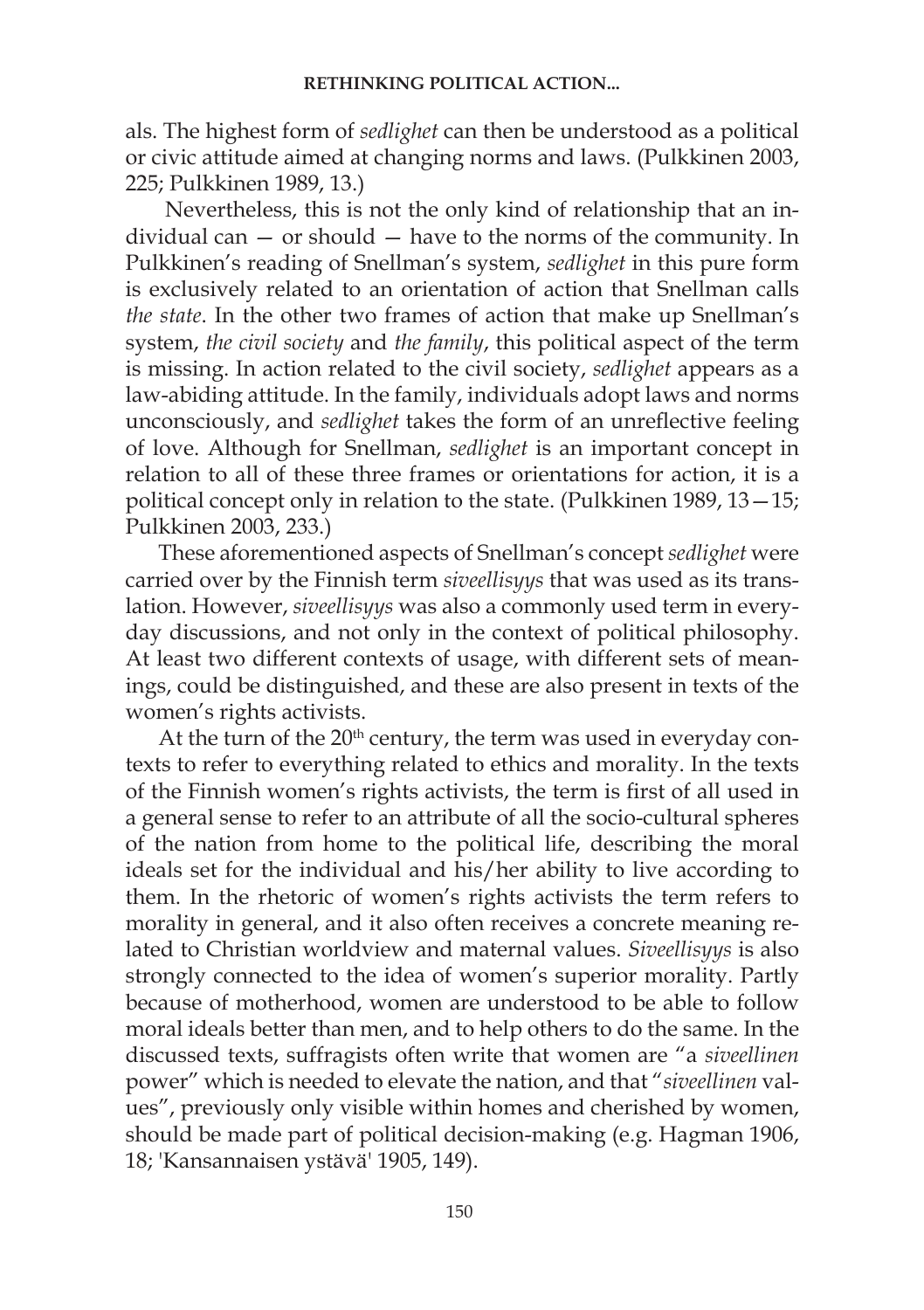als. The highest form of *sedlighet* can then be understood as a political or civic attitude aimed at changing norms and laws. (Pulkkinen 2003, 225; Pulkkinen 1989, 13.)

Nevertheless, this is not the only kind of relationship that an individual can — or should — have to the norms of the community. In Pulkkinen's reading of Snellman's system, *sedlighet* in this pure form is exclusively related to an orientation of action that Snellman calls *the state*. In the other two frames of action that make up Snellman's system, *the civil society* and *the family*, this political aspect of the term is missing. In action related to the civil society, *sedlighet* appears as a law-abiding attitude. In the family, individuals adopt laws and norms unconsciously, and *sedlighet* takes the form of an unreflective feeling of love. Although for Snellman, *sedlighet* is an important concept in relation to all of these three frames or orientations for action, it is a political concept only in relation to the state. (Pulkkinen 1989, 13—15; Pulkkinen 2003, 233.)

These aforementioned aspects of Snellman's concept *sedlighet* were carried over by the Finnish term *siveellisyys* that was used as its translation. However, *siveellisyys* was also a commonly used term in everyday discussions, and not only in the context of political philosophy. At least two different contexts of usage, with different sets of meanings, could be distinguished, and these are also present in texts of the women's rights activists.

At the turn of the 20th century, the term was used in everyday contexts to refer to everything related to ethics and morality. In the texts of the Finnish women's rights activists, the term is first of all used in a general sense to refer to an attribute of all the socio-cultural spheres of the nation from home to the political life, describing the moral ideals set for the individual and his/her ability to live according to them. In the rhetoric of women's rights activists the term refers to morality in general, and it also often receives a concrete meaning related to Christian worldview and maternal values. *Siveellisyys* is also strongly connected to the idea of women's superior morality. Partly because of motherhood, women are understood to be able to follow moral ideals better than men, and to help others to do the same. In the discussed texts, suffragists often write that women are "a *siveellinen* power" which is needed to elevate the nation, and that "*siveellinen* values", previously only visible within homes and cherished by women, should be made part of political decision-making (e.g. Hagman 1906, 18; 'Kansannaisen ystävä' 1905, 149).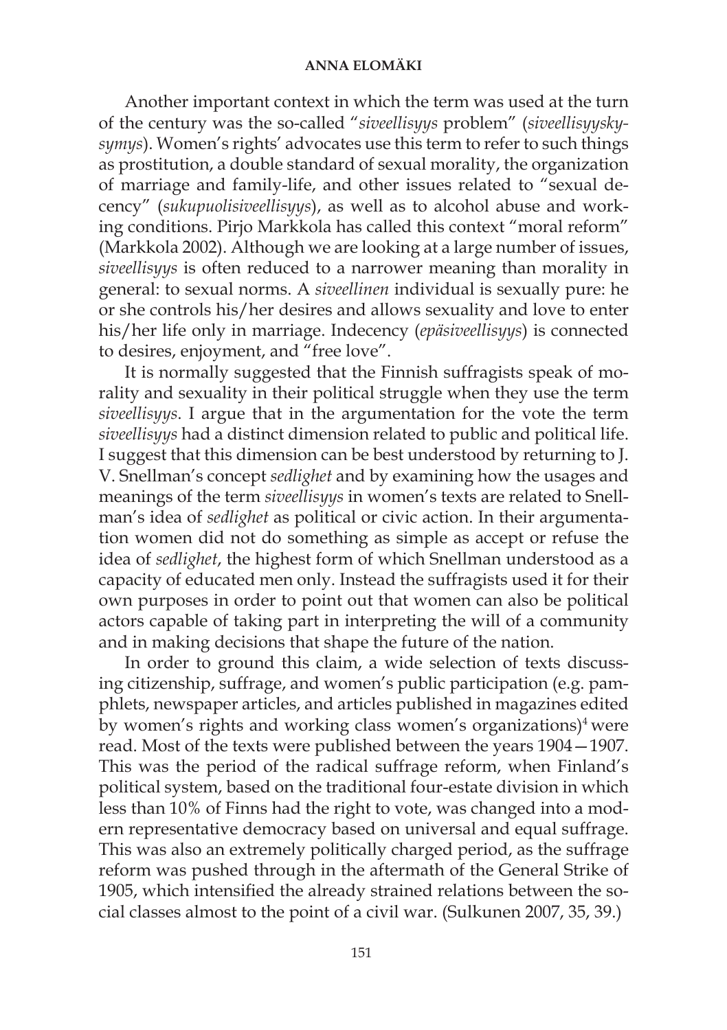Another important context in which the term was used at the turn of the century was the so-called "*siveellisyys* problem" (*siveellisyyskysymys*). Women's rights' advocates use this term to refer to such things as prostitution, a double standard of sexual morality, the organization of marriage and family-life, and other issues related to "sexual decency" (*sukupuolisiveellisyys*), as well as to alcohol abuse and working conditions. Pirjo Markkola has called this context "moral reform" (Markkola 2002). Although we are looking at a large number of issues, *siveellisyys* is often reduced to a narrower meaning than morality in general: to sexual norms. A *siveellinen* individual is sexually pure: he or she controls his/her desires and allows sexuality and love to enter his/her life only in marriage. Indecency (*epäsiveellisyys*) is connected to desires, enjoyment, and "free love".

It is normally suggested that the Finnish suffragists speak of morality and sexuality in their political struggle when they use the term *siveellisyys*. I argue that in the argumentation for the vote the term *siveellisyys* had a distinct dimension related to public and political life. I suggest that this dimension can be best understood by returning to J. V. Snellman's concept *sedlighet* and by examining how the usages and meanings of the term *siveellisyys* in women's texts are related to Snellman's idea of *sedlighet* as political or civic action. In their argumentation women did not do something as simple as accept or refuse the idea of *sedlighet*, the highest form of which Snellman understood as a capacity of educated men only. Instead the suffragists used it for their own purposes in order to point out that women can also be political actors capable of taking part in interpreting the will of a community and in making decisions that shape the future of the nation.

In order to ground this claim, a wide selection of texts discussing citizenship, suffrage, and women's public participation (e.g. pamphlets, newspaper articles, and articles published in magazines edited by women's rights and working class women's organizations)[4] were read. Most of the texts were published between the years 1904—1907. This was the period of the radical suffrage reform, when Finland's political system, based on the traditional four-estate division in which less than 10% of Finns had the right to vote, was changed into a modern representative democracy based on universal and equal suffrage. This was also an extremely politically charged period, as the suffrage reform was pushed through in the aftermath of the General Strike of 1905, which intensified the already strained relations between the social classes almost to the point of a civil war. (Sulkunen 2007, 35, 39.)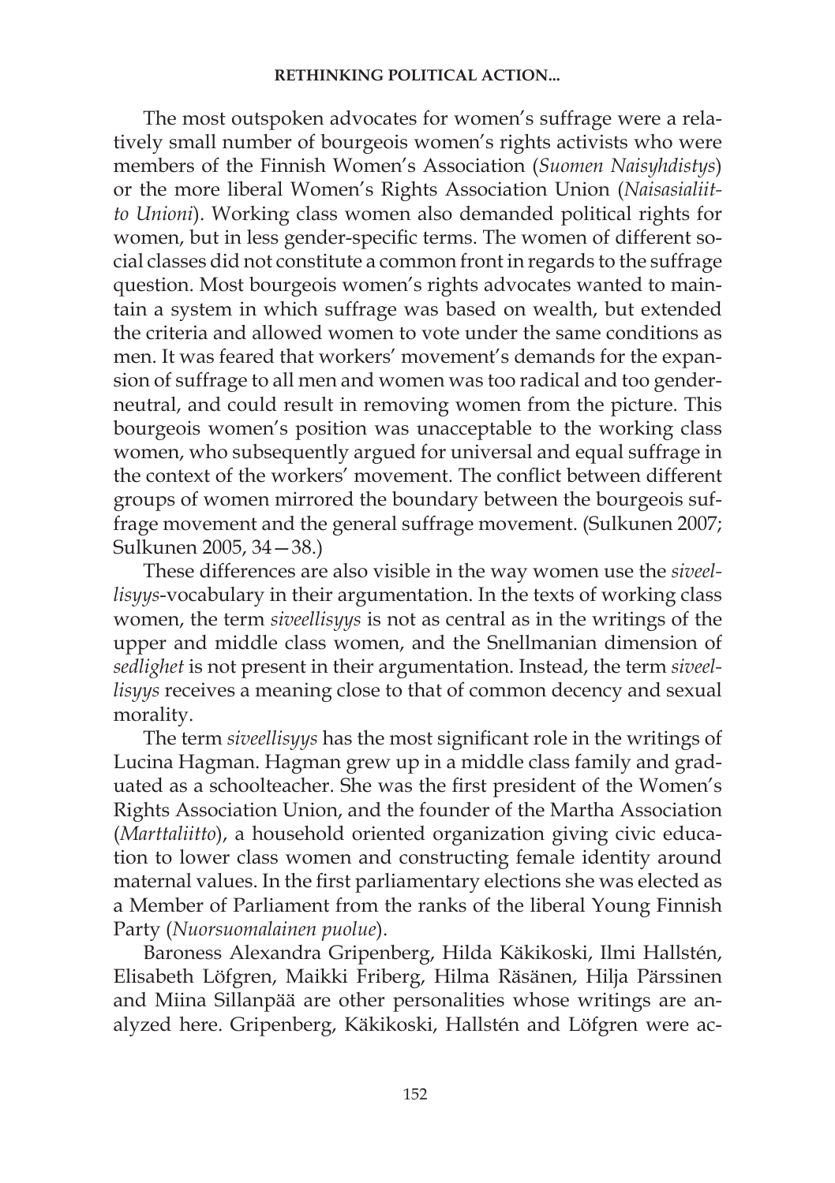The most outspoken advocates for women's suffrage were a relatively small number of bourgeois women's rights activists who were members of the Finnish Women's Association (*Suomen Naisyhdistys*) or the more liberal Women's Rights Association Union (*Naisasialiitto Unioni*). Working class women also demanded political rights for women, but in less gender-specific terms. The women of different social classes did not constitute a common front in regards to the suffrage question. Most bourgeois women's rights advocates wanted to maintain a system in which suffrage was based on wealth, but extended the criteria and allowed women to vote under the same conditions as men. It was feared that workers' movement's demands for the expansion of suffrage to all men and women was too radical and too gender-neutral, and could result in removing women from the picture. This bourgeois women's position was unacceptable to the working class women, who subsequently argued for universal and equal suffrage in the context of the workers' movement. The conflict between different groups of women mirrored the boundary between the bourgeois suffrage movement and the general suffrage movement. (Sulkunen 2007; Sulkunen 2005, 34—38.)

These differences are also visible in the way women use the *siveellisyys*-vocabulary in their argumentation. In the texts of working class women, the term *siveellisyys* is not as central as in the writings of the upper and middle class women, and the Snellmanian dimension of *sedlighet* is not present in their argumentation. Instead, the term *siveellisyys* receives a meaning close to that of common decency and sexual morality.

The term *siveellisyys* has the most significant role in the writings of Lucina Hagman. Hagman grew up in a middle class family and graduated as a schoolteacher. She was the first president of the Women's Rights Association Union, and the founder of the Martha Association (*Marttaliitto*), a household oriented organization giving civic education to lower class women and constructing female identity around maternal values. In the first parliamentary elections she was elected as a Member of Parliament from the ranks of the liberal Young Finnish Party (*Nuorsuomalainen puolue*).

Baroness Alexandra Gripenberg, Hilda Käkikoski, Ilmi Hallstén, Elisabeth Löfgren, Maikki Friberg, Hilma Räsänen, Hilja Pärssinen and Miina Sillanpää are other personalities whose writings are analyzed here. Gripenberg, Käkikoski, Hallstén and Löfgren were ac-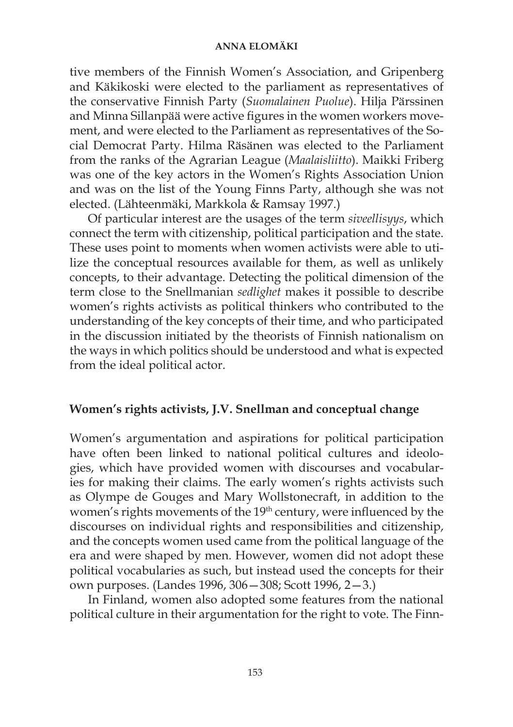tive members of the Finnish Women's Association, and Gripenberg and Käkikoski were elected to the parliament as representatives of the conservative Finnish Party (*Suomalainen Puolue*). Hilja Pärssinen and Minna Sillanpää were active figures in the women workers movement, and were elected to the Parliament as representatives of the Social Democrat Party. Hilma Räsänen was elected to the Parliament from the ranks of the Agrarian League (*Maalaisliitto*). Maikki Friberg was one of the key actors in the Women's Rights Association Union and was on the list of the Young Finns Party, although she was not elected. (Lähteenmäki, Markkola & Ramsay 1997.)

Of particular interest are the usages of the term *siveellisyys*, which connect the term with citizenship, political participation and the state. These uses point to moments when women activists were able to utilize the conceptual resources available for them, as well as unlikely concepts, to their advantage. Detecting the political dimension of the term close to the Snellmanian *sedlighet* makes it possible to describe women's rights activists as political thinkers who contributed to the understanding of the key concepts of their time, and who participated in the discussion initiated by the theorists of Finnish nationalism on the ways in which politics should be understood and what is expected from the ideal political actor.

## Women's rights activists, J.V. Snellman and conceptual change

Women's argumentation and aspirations for political participation have often been linked to national political cultures and ideologies, which have provided women with discourses and vocabularies for making their claims. The early women's rights activists such as Olympe de Gouges and Mary Wollstonecraft, in addition to the women's rights movements of the 19th century, were influenced by the discourses on individual rights and responsibilities and citizenship, and the concepts women used came from the political language of the era and were shaped by men. However, women did not adopt these political vocabularies as such, but instead used the concepts for their own purposes. (Landes 1996, 306—308; Scott 1996, 2—3.)

In Finland, women also adopted some features from the national political culture in their argumentation for the right to vote. The Finn-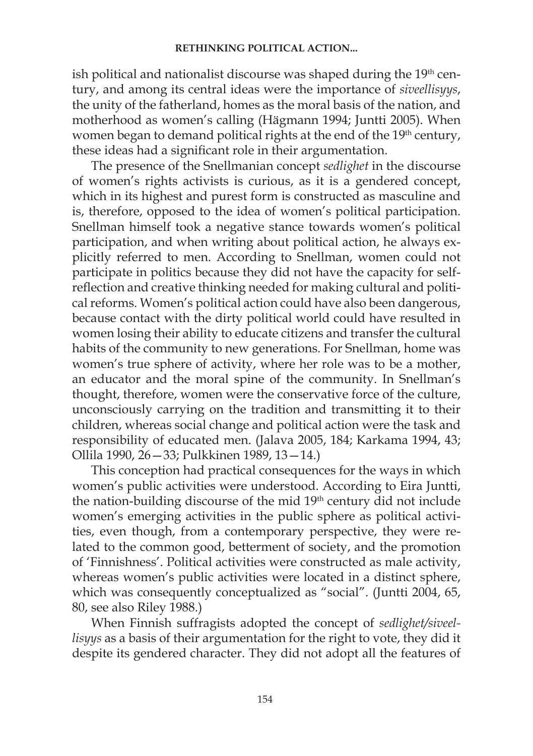ish political and nationalist discourse was shaped during the 19th century, and among its central ideas were the importance of *siveellisyys*, the unity of the fatherland, homes as the moral basis of the nation, and motherhood as women's calling (Hägmann 1994; Juntti 2005). When women began to demand political rights at the end of the 19th century, these ideas had a significant role in their argumentation.

The presence of the Snellmanian concept *sedlighet* in the discourse of women's rights activists is curious, as it is a gendered concept, which in its highest and purest form is constructed as masculine and is, therefore, opposed to the idea of women's political participation. Snellman himself took a negative stance towards women's political participation, and when writing about political action, he always explicitly referred to men. According to Snellman, women could not participate in politics because they did not have the capacity for self-reflection and creative thinking needed for making cultural and political reforms. Women's political action could have also been dangerous, because contact with the dirty political world could have resulted in women losing their ability to educate citizens and transfer the cultural habits of the community to new generations. For Snellman, home was women's true sphere of activity, where her role was to be a mother, an educator and the moral spine of the community. In Snellman's thought, therefore, women were the conservative force of the culture, unconsciously carrying on the tradition and transmitting it to their children, whereas social change and political action were the task and responsibility of educated men. (Jalava 2005, 184; Karkama 1994, 43; Ollila 1990, 26—33; Pulkkinen 1989, 13—14.)

This conception had practical consequences for the ways in which women's public activities were understood. According to Eira Juntti, the nation-building discourse of the mid 19th century did not include women's emerging activities in the public sphere as political activities, even though, from a contemporary perspective, they were related to the common good, betterment of society, and the promotion of 'Finnishness'. Political activities were constructed as male activity, whereas women's public activities were located in a distinct sphere, which was consequently conceptualized as "social". (Juntti 2004, 65, 80, see also Riley 1988.)

When Finnish suffragists adopted the concept of *sedlighet/siveellisyys* as a basis of their argumentation for the right to vote, they did it despite its gendered character. They did not adopt all the features of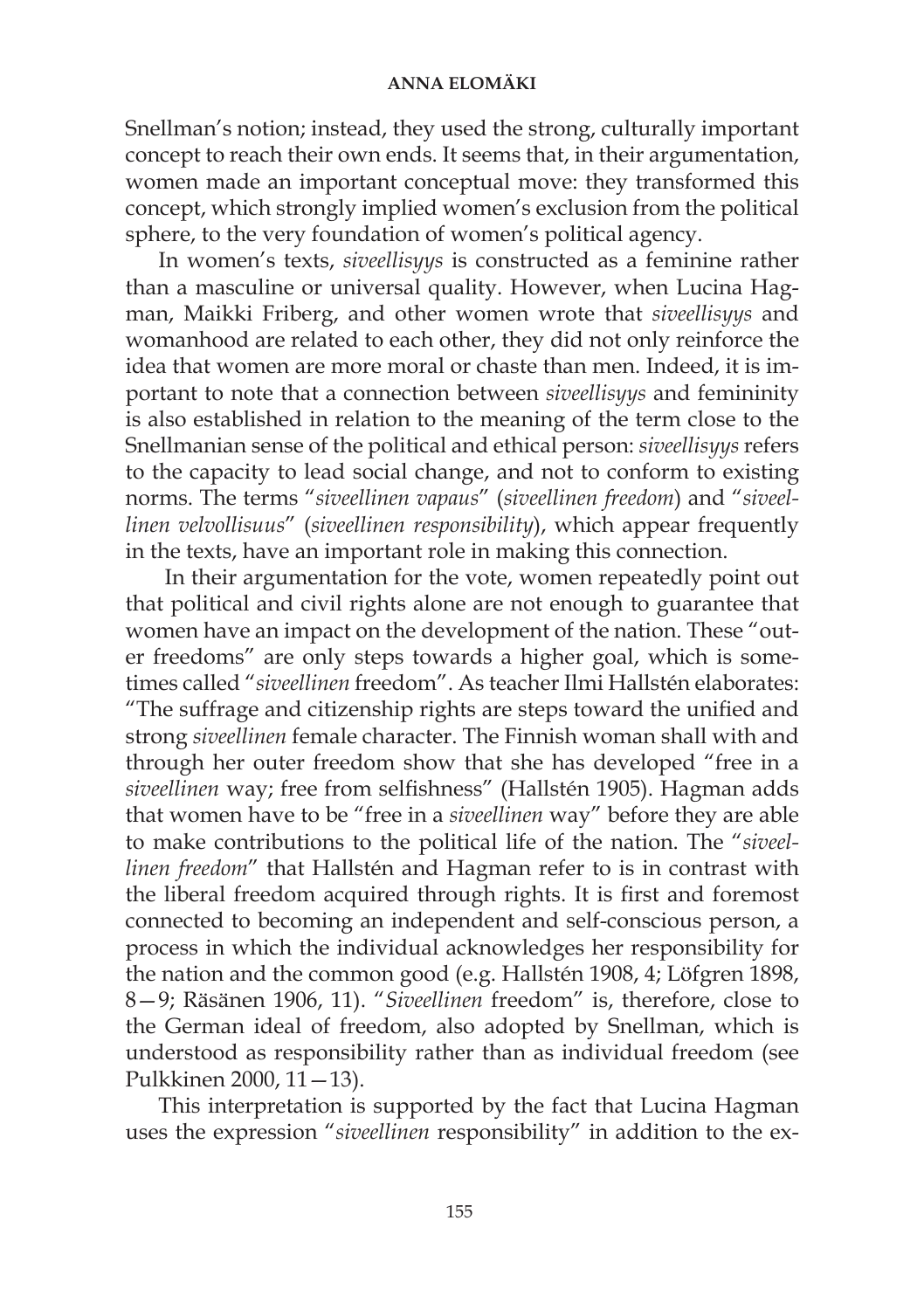Snellman's notion; instead, they used the strong, culturally important concept to reach their own ends. It seems that, in their argumentation, women made an important conceptual move: they transformed this concept, which strongly implied women's exclusion from the political sphere, to the very foundation of women's political agency.

In women's texts, *siveellisyys* is constructed as a feminine rather than a masculine or universal quality. However, when Lucina Hagman, Maikki Friberg, and other women wrote that *siveellisyys* and womanhood are related to each other, they did not only reinforce the idea that women are more moral or chaste than men. Indeed, it is important to note that a connection between *siveellisyys* and femininity is also established in relation to the meaning of the term close to the Snellmanian sense of the political and ethical person: *siveellisyys* refers to the capacity to lead social change, and not to conform to existing norms. The terms "*siveellinen vapaus*" (*siveellinen freedom*) and "*siveellinen velvollisuus*" (*siveellinen responsibility*), which appear frequently in the texts, have an important role in making this connection.

In their argumentation for the vote, women repeatedly point out that political and civil rights alone are not enough to guarantee that women have an impact on the development of the nation. These "outer freedoms" are only steps towards a higher goal, which is sometimes called "*siveellinen* freedom". As teacher Ilmi Hallstén elaborates: "The suffrage and citizenship rights are steps toward the unified and strong *siveellinen* female character. The Finnish woman shall with and through her outer freedom show that she has developed "free in a *siveellinen* way; free from selfishness" (Hallstén 1905). Hagman adds that women have to be "free in a *siveellinen* way" before they are able to make contributions to the political life of the nation. The "*siveellinen freedom*" that Hallstén and Hagman refer to is in contrast with the liberal freedom acquired through rights. It is first and foremost connected to becoming an independent and self-conscious person, a process in which the individual acknowledges her responsibility for the nation and the common good (e.g. Hallstén 1908, 4; Löfgren 1898, 8—9; Räsänen 1906, 11). "*Siveellinen* freedom" is, therefore, close to the German ideal of freedom, also adopted by Snellman, which is understood as responsibility rather than as individual freedom (see Pulkkinen 2000, 11—13).

This interpretation is supported by the fact that Lucina Hagman uses the expression "*siveellinen* responsibility" in addition to the ex-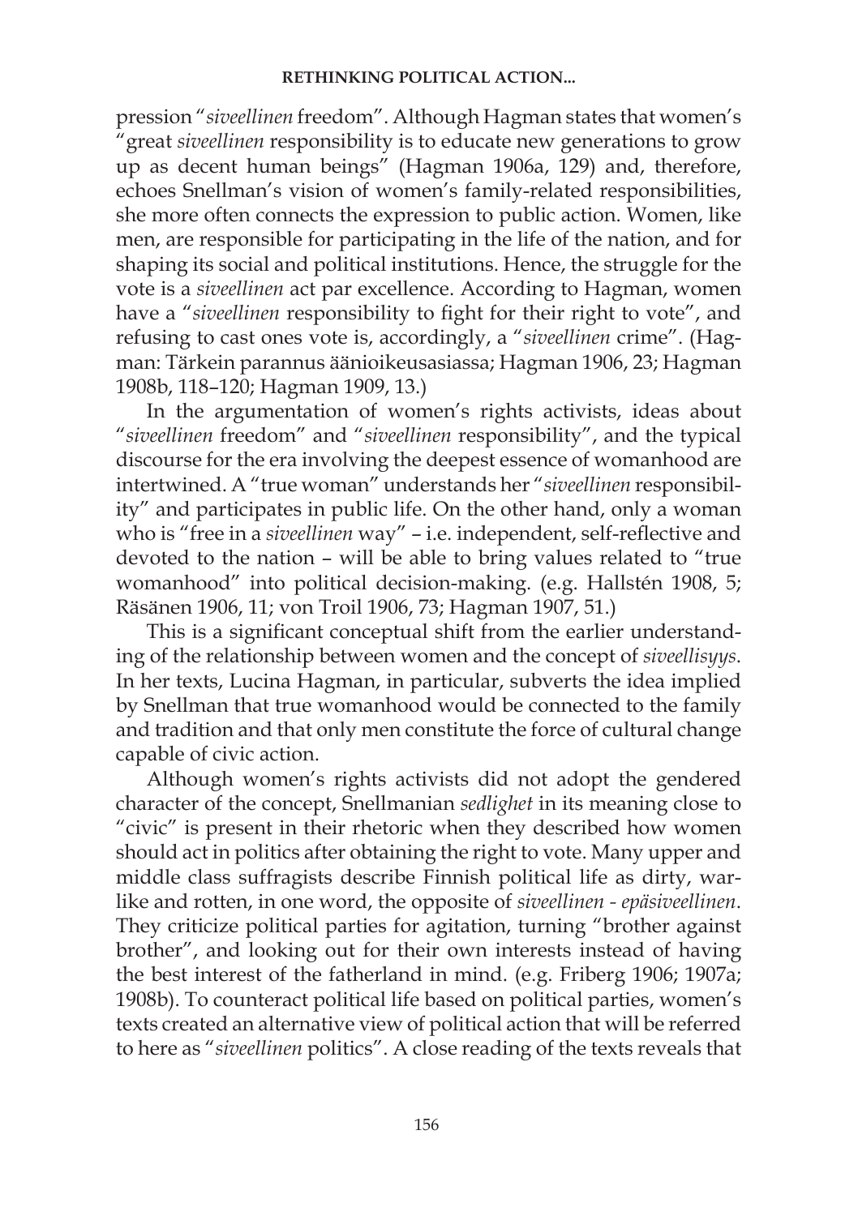pression "*siveellinen* freedom". Although Hagman states that women's "great *siveellinen* responsibility is to educate new generations to grow up as decent human beings" (Hagman 1906a, 129) and, therefore, echoes Snellman's vision of women's family-related responsibilities, she more often connects the expression to public action. Women, like men, are responsible for participating in the life of the nation, and for shaping its social and political institutions. Hence, the struggle for the vote is a *siveellinen* act par excellence. According to Hagman, women have a "*siveellinen* responsibility to fight for their right to vote", and refusing to cast ones vote is, accordingly, a "*siveellinen* crime". (Hagman: Tärkein parannus äänioikeusasiassa; Hagman 1906, 23; Hagman 1908b, 118–120; Hagman 1909, 13.)

In the argumentation of women's rights activists, ideas about "*siveellinen* freedom" and "*siveellinen* responsibility", and the typical discourse for the era involving the deepest essence of womanhood are intertwined. A "true woman" understands her "*siveellinen* responsibility" and participates in public life. On the other hand, only a woman who is "free in a *siveellinen* way" – i.e. independent, self-reflective and devoted to the nation – will be able to bring values related to "true womanhood" into political decision-making. (e.g. Hallstén 1908, 5; Räsänen 1906, 11; von Troil 1906, 73; Hagman 1907, 51.)

This is a significant conceptual shift from the earlier understanding of the relationship between women and the concept of *siveellisyys*. In her texts, Lucina Hagman, in particular, subverts the idea implied by Snellman that true womanhood would be connected to the family and tradition and that only men constitute the force of cultural change capable of civic action.

Although women's rights activists did not adopt the gendered character of the concept, Snellmanian *sedlighet* in its meaning close to "civic" is present in their rhetoric when they described how women should act in politics after obtaining the right to vote. Many upper and middle class suffragists describe Finnish political life as dirty, warlike and rotten, in one word, the opposite of *siveellinen* - *epäsiveellinen*. They criticize political parties for agitation, turning "brother against brother", and looking out for their own interests instead of having the best interest of the fatherland in mind. (e.g. Friberg 1906; 1907a; 1908b). To counteract political life based on political parties, women's texts created an alternative view of political action that will be referred to here as "*siveellinen* politics". A close reading of the texts reveals that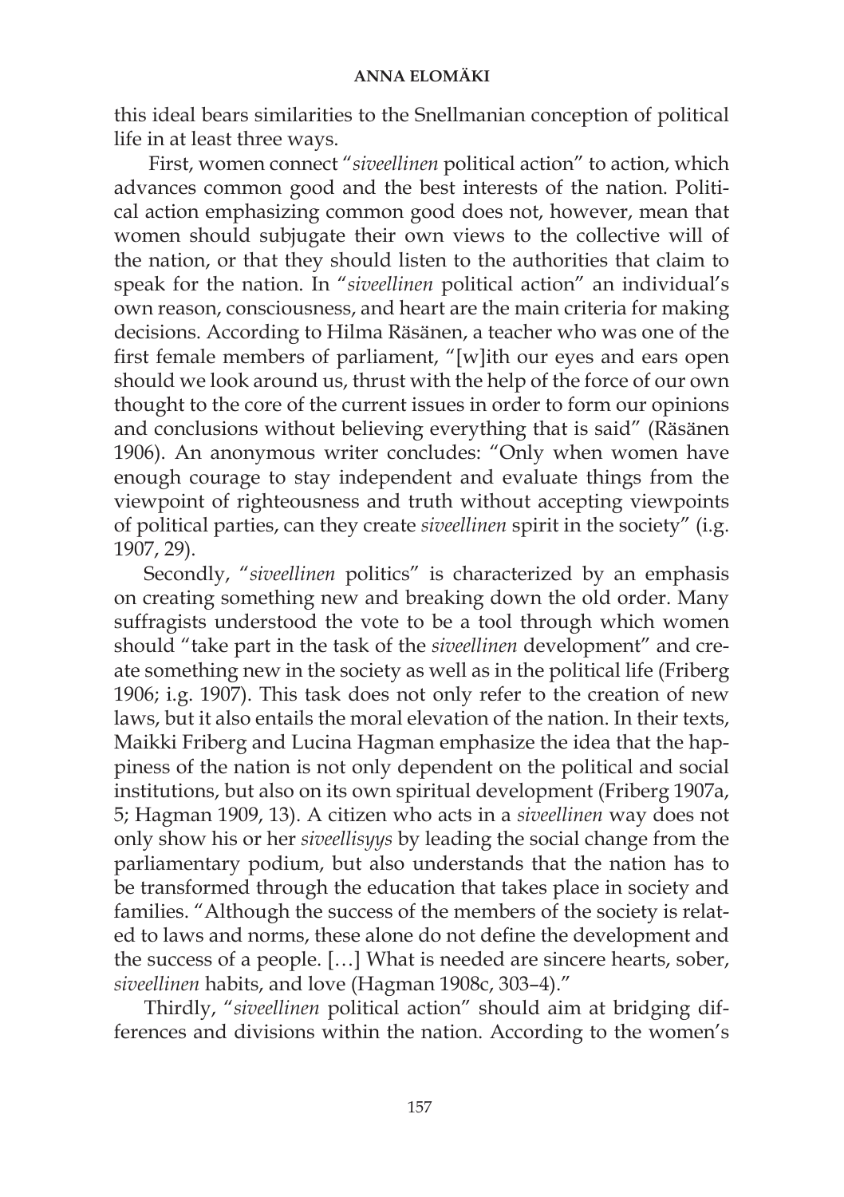this ideal bears similarities to the Snellmanian conception of political life in at least three ways.

First, women connect "*siveellinen* political action" to action, which advances common good and the best interests of the nation. Political action emphasizing common good does not, however, mean that women should subjugate their own views to the collective will of the nation, or that they should listen to the authorities that claim to speak for the nation. In "*siveellinen* political action" an individual's own reason, consciousness, and heart are the main criteria for making decisions. According to Hilma Räsänen, a teacher who was one of the first female members of parliament, "[w]ith our eyes and ears open should we look around us, thrust with the help of the force of our own thought to the core of the current issues in order to form our opinions and conclusions without believing everything that is said" (Räsänen 1906). An anonymous writer concludes: "Only when women have enough courage to stay independent and evaluate things from the viewpoint of righteousness and truth without accepting viewpoints of political parties, can they create *siveellinen* spirit in the society" (i.g. 1907, 29).

Secondly, "*siveellinen* politics" is characterized by an emphasis on creating something new and breaking down the old order. Many suffragists understood the vote to be a tool through which women should "take part in the task of the *siveellinen* development" and create something new in the society as well as in the political life (Friberg 1906; i.g. 1907). This task does not only refer to the creation of new laws, but it also entails the moral elevation of the nation. In their texts, Maikki Friberg and Lucina Hagman emphasize the idea that the happiness of the nation is not only dependent on the political and social institutions, but also on its own spiritual development (Friberg 1907a, 5; Hagman 1909, 13). A citizen who acts in a *siveellinen* way does not only show his or her *siveellisyys* by leading the social change from the parliamentary podium, but also understands that the nation has to be transformed through the education that takes place in society and families. "Although the success of the members of the society is related to laws and norms, these alone do not define the development and the success of a people. […] What is needed are sincere hearts, sober, *siveellinen* habits, and love (Hagman 1908c, 303–4)."

Thirdly, "*siveellinen* political action" should aim at bridging differences and divisions within the nation. According to the women's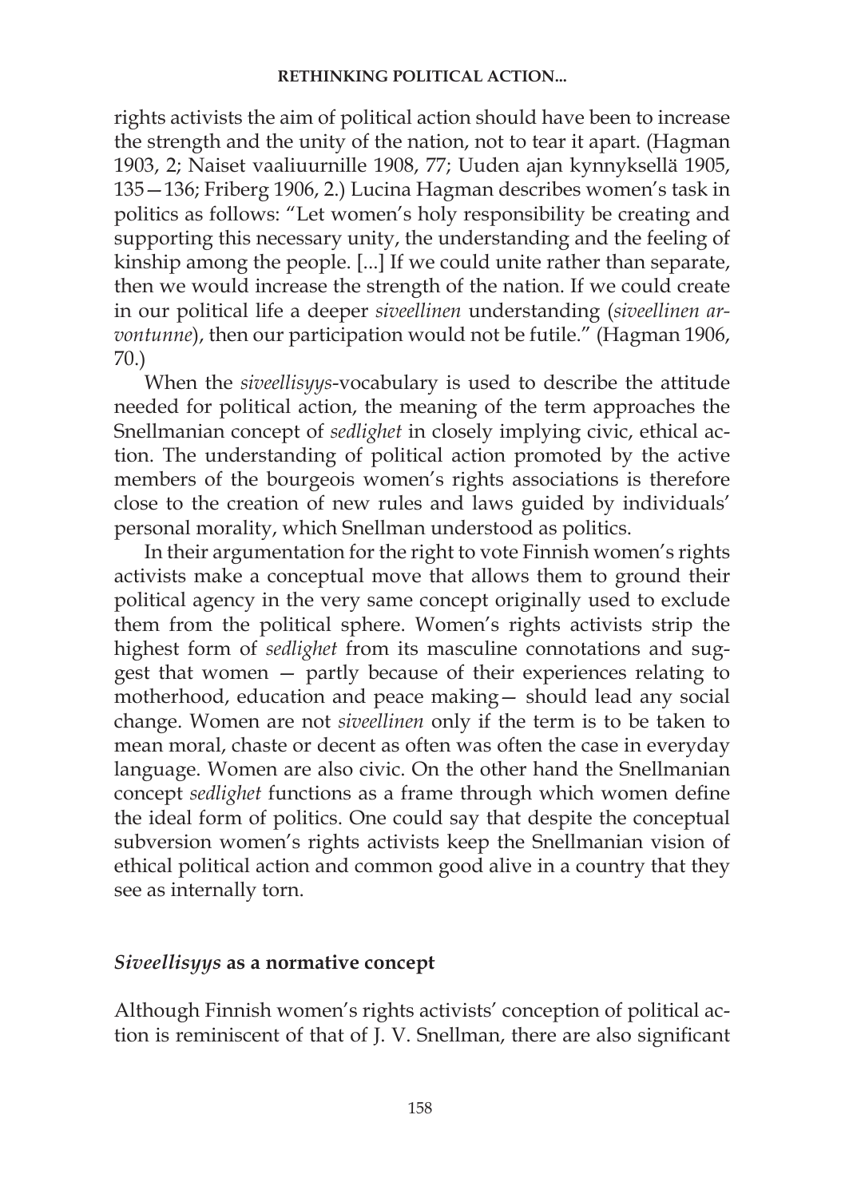rights activists the aim of political action should have been to increase the strength and the unity of the nation, not to tear it apart. (Hagman 1903, 2; Naiset vaaliuurnille 1908, 77; Uuden ajan kynnyksellä 1905, 135—136; Friberg 1906, 2.) Lucina Hagman describes women's task in politics as follows: "Let women's holy responsibility be creating and supporting this necessary unity, the understanding and the feeling of kinship among the people. [...] If we could unite rather than separate, then we would increase the strength of the nation. If we could create in our political life a deeper *siveellinen* understanding (*siveellinen arvontunne*), then our participation would not be futile." (Hagman 1906, 70.)

When the *siveellisyys*-vocabulary is used to describe the attitude needed for political action, the meaning of the term approaches the Snellmanian concept of *sedlighet* in closely implying civic, ethical action. The understanding of political action promoted by the active members of the bourgeois women's rights associations is therefore close to the creation of new rules and laws guided by individuals' personal morality, which Snellman understood as politics.

In their argumentation for the right to vote Finnish women's rights activists make a conceptual move that allows them to ground their political agency in the very same concept originally used to exclude them from the political sphere. Women's rights activists strip the highest form of *sedlighet* from its masculine connotations and suggest that women — partly because of their experiences relating to motherhood, education and peace making— should lead any social change. Women are not *siveellinen* only if the term is to be taken to mean moral, chaste or decent as often was often the case in everyday language. Women are also civic. On the other hand the Snellmanian concept *sedlighet* functions as a frame through which women define the ideal form of politics. One could say that despite the conceptual subversion women's rights activists keep the Snellmanian vision of ethical political action and common good alive in a country that they see as internally torn.

## *Siveellisyys* as a normative concept

Although Finnish women's rights activists' conception of political action is reminiscent of that of J. V. Snellman, there are also significant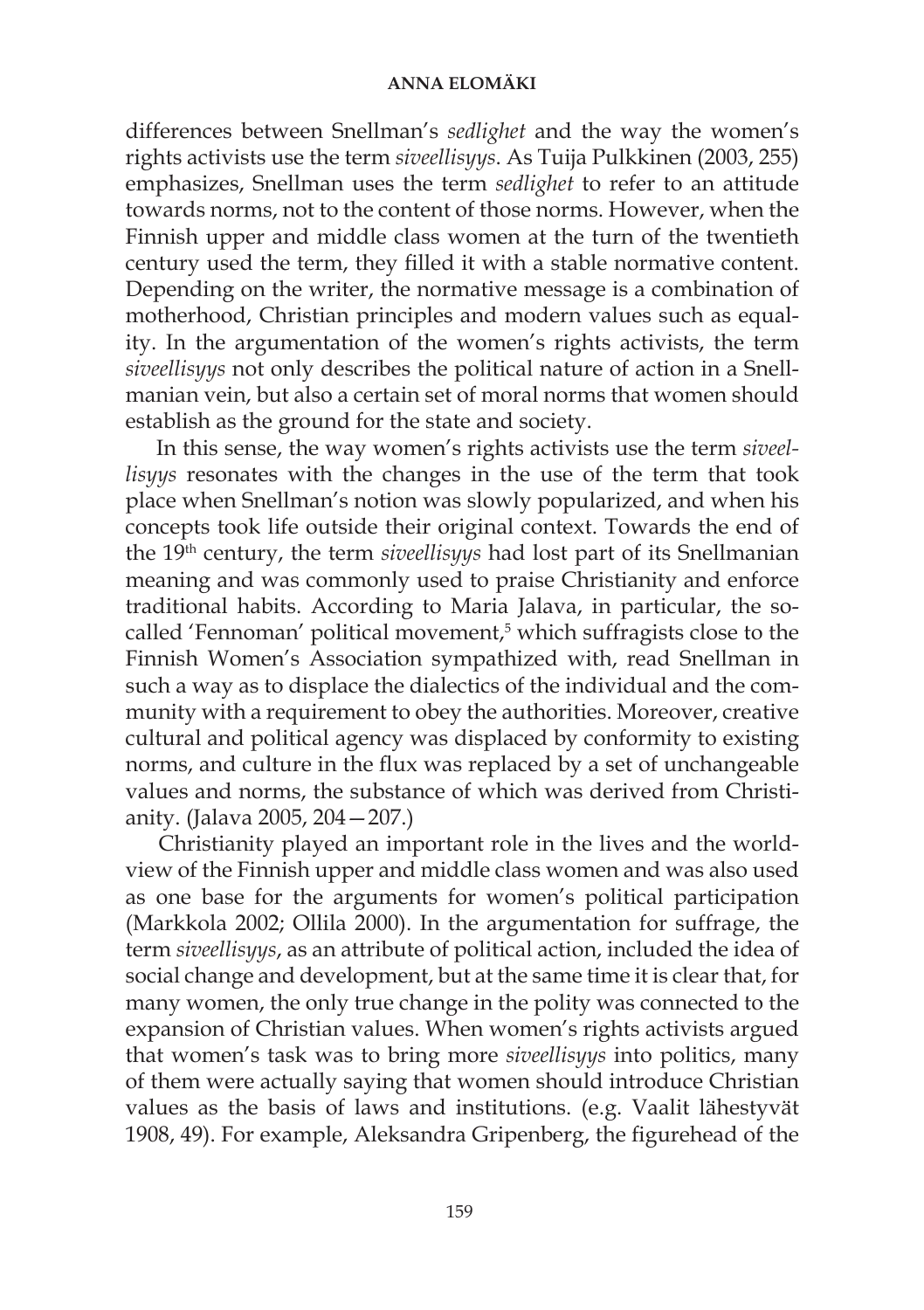differences between Snellman's *sedlighet* and the way the women's rights activists use the term *siveellisyys*. As Tuija Pulkkinen (2003, 255) emphasizes, Snellman uses the term *sedlighet* to refer to an attitude towards norms, not to the content of those norms. However, when the Finnish upper and middle class women at the turn of the twentieth century used the term, they filled it with a stable normative content. Depending on the writer, the normative message is a combination of motherhood, Christian principles and modern values such as equality. In the argumentation of the women's rights activists, the term *siveellisyys* not only describes the political nature of action in a Snellmanian vein, but also a certain set of moral norms that women should establish as the ground for the state and society.

In this sense, the way women's rights activists use the term *siveellisyys* resonates with the changes in the use of the term that took place when Snellman's notion was slowly popularized, and when his concepts took life outside their original context. Towards the end of the 19th century, the term *siveellisyys* had lost part of its Snellmanian meaning and was commonly used to praise Christianity and enforce traditional habits. According to Maria Jalava, in particular, the so-called 'Fennoman' political movement,[5] which suffragists close to the Finnish Women's Association sympathized with, read Snellman in such a way as to displace the dialectics of the individual and the community with a requirement to obey the authorities. Moreover, creative cultural and political agency was displaced by conformity to existing norms, and culture in the flux was replaced by a set of unchangeable values and norms, the substance of which was derived from Christianity. (Jalava 2005, 204—207.)

Christianity played an important role in the lives and the worldview of the Finnish upper and middle class women and was also used as one base for the arguments for women's political participation (Markkola 2002; Ollila 2000). In the argumentation for suffrage, the term *siveellisyys*, as an attribute of political action, included the idea of social change and development, but at the same time it is clear that, for many women, the only true change in the polity was connected to the expansion of Christian values. When women's rights activists argued that women's task was to bring more *siveellisyys* into politics, many of them were actually saying that women should introduce Christian values as the basis of laws and institutions. (e.g. Vaalit lähestyvät 1908, 49). For example, Aleksandra Gripenberg, the figurehead of the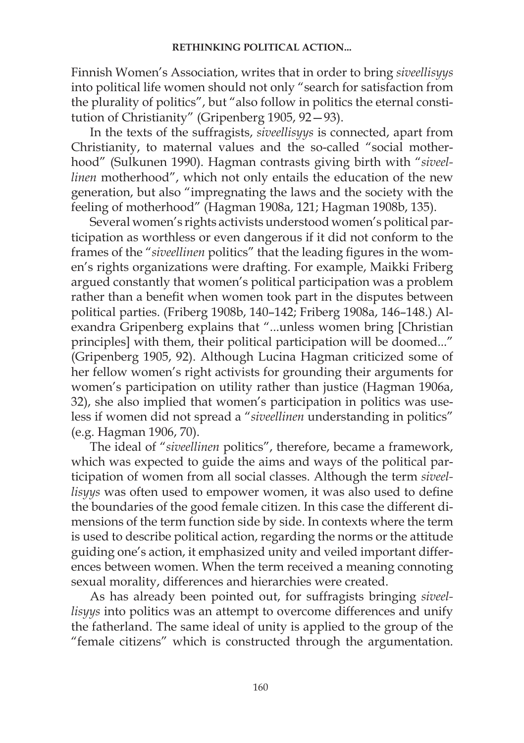Finnish Women's Association, writes that in order to bring *siveellisyys* into political life women should not only "search for satisfaction from the plurality of politics", but "also follow in politics the eternal constitution of Christianity" (Gripenberg 1905, 92—93).

In the texts of the suffragists, *siveellisyys* is connected, apart from Christianity, to maternal values and the so-called "social motherhood" (Sulkunen 1990). Hagman contrasts giving birth with "*siveellinen* motherhood", which not only entails the education of the new generation, but also "impregnating the laws and the society with the feeling of motherhood" (Hagman 1908a, 121; Hagman 1908b, 135).

Several women's rights activists understood women's political participation as worthless or even dangerous if it did not conform to the frames of the "*siveellinen* politics" that the leading figures in the women's rights organizations were drafting. For example, Maikki Friberg argued constantly that women's political participation was a problem rather than a benefit when women took part in the disputes between political parties. (Friberg 1908b, 140–142; Friberg 1908a, 146–148.) Alexandra Gripenberg explains that "...unless women bring [Christian principles] with them, their political participation will be doomed..." (Gripenberg 1905, 92). Although Lucina Hagman criticized some of her fellow women's right activists for grounding their arguments for women's participation on utility rather than justice (Hagman 1906a, 32), she also implied that women's participation in politics was useless if women did not spread a "*siveellinen* understanding in politics" (e.g. Hagman 1906, 70).

The ideal of "*siveellinen* politics", therefore, became a framework, which was expected to guide the aims and ways of the political participation of women from all social classes. Although the term *siveellisyys* was often used to empower women, it was also used to define the boundaries of the good female citizen. In this case the different dimensions of the term function side by side. In contexts where the term is used to describe political action, regarding the norms or the attitude guiding one's action, it emphasized unity and veiled important differences between women. When the term received a meaning connoting sexual morality, differences and hierarchies were created.

As has already been pointed out, for suffragists bringing *siveellisyys* into politics was an attempt to overcome differences and unify the fatherland. The same ideal of unity is applied to the group of the "female citizens" which is constructed through the argumentation.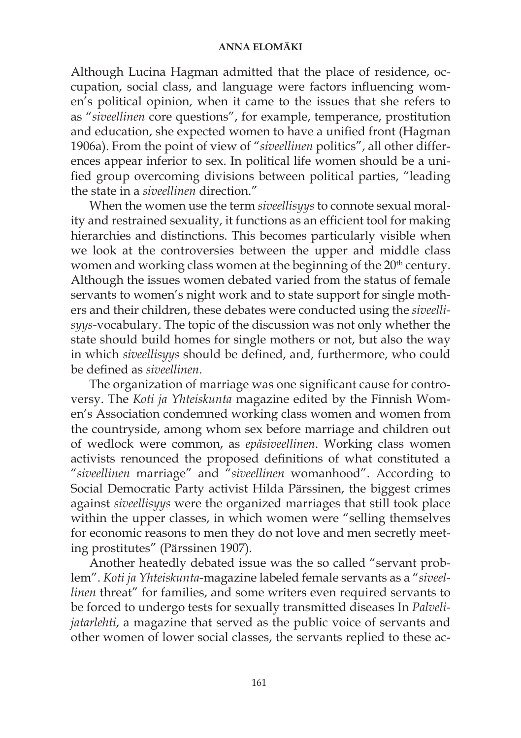Although Lucina Hagman admitted that the place of residence, occupation, social class, and language were factors influencing women's political opinion, when it came to the issues that she refers to as "*siveellinen* core questions", for example, temperance, prostitution and education, she expected women to have a unified front (Hagman 1906a). From the point of view of "*siveellinen* politics", all other differences appear inferior to sex. In political life women should be a unified group overcoming divisions between political parties, "leading the state in a *siveellinen* direction."

When the women use the term *siveellisyys* to connote sexual morality and restrained sexuality, it functions as an efficient tool for making hierarchies and distinctions. This becomes particularly visible when we look at the controversies between the upper and middle class women and working class women at the beginning of the 20th century. Although the issues women debated varied from the status of female servants to women's night work and to state support for single mothers and their children, these debates were conducted using the *siveellisyys*-vocabulary. The topic of the discussion was not only whether the state should build homes for single mothers or not, but also the way in which *siveellisyys* should be defined, and, furthermore, who could be defined as *siveellinen*.

The organization of marriage was one significant cause for controversy. The *Koti ja Yhteiskunta* magazine edited by the Finnish Women's Association condemned working class women and women from the countryside, among whom sex before marriage and children out of wedlock were common, as *epäsiveellinen*. Working class women activists renounced the proposed definitions of what constituted a "*siveellinen* marriage" and "*siveellinen* womanhood". According to Social Democratic Party activist Hilda Pärssinen, the biggest crimes against *siveellisyys* were the organized marriages that still took place within the upper classes, in which women were "selling themselves for economic reasons to men they do not love and men secretly meeting prostitutes" (Pärssinen 1907).

Another heatedly debated issue was the so called "servant problem". *Koti ja Yhteiskunta*-magazine labeled female servants as a "*siveellinen* threat" for families, and some writers even required servants to be forced to undergo tests for sexually transmitted diseases In *Palvelijatarlehti*, a magazine that served as the public voice of servants and other women of lower social classes, the servants replied to these ac-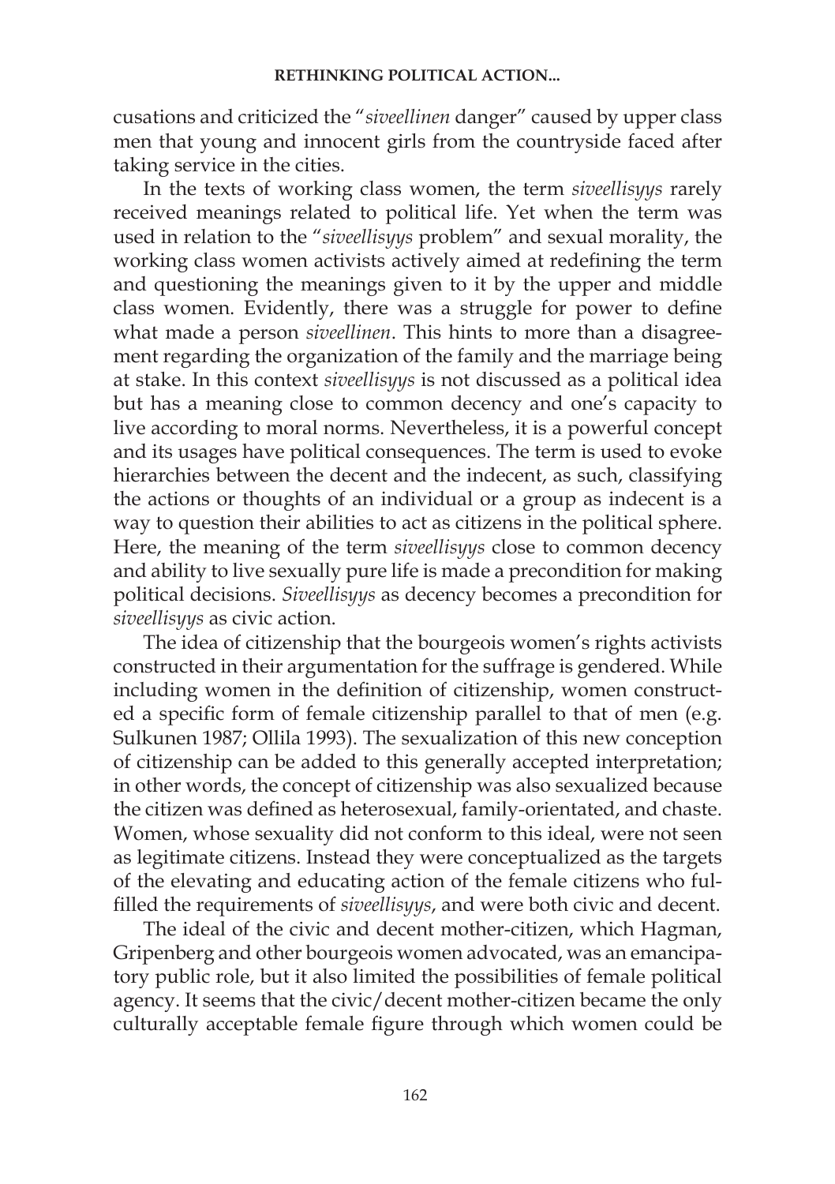cusations and criticized the "*siveellinen* danger" caused by upper class men that young and innocent girls from the countryside faced after taking service in the cities.

In the texts of working class women, the term *siveellisyys* rarely received meanings related to political life. Yet when the term was used in relation to the "*siveellisyys* problem" and sexual morality, the working class women activists actively aimed at redefining the term and questioning the meanings given to it by the upper and middle class women. Evidently, there was a struggle for power to define what made a person *siveellinen*. This hints to more than a disagreement regarding the organization of the family and the marriage being at stake. In this context *siveellisyys* is not discussed as a political idea but has a meaning close to common decency and one's capacity to live according to moral norms. Nevertheless, it is a powerful concept and its usages have political consequences. The term is used to evoke hierarchies between the decent and the indecent, as such, classifying the actions or thoughts of an individual or a group as indecent is a way to question their abilities to act as citizens in the political sphere. Here, the meaning of the term *siveellisyys* close to common decency and ability to live sexually pure life is made a precondition for making political decisions. *Siveellisyys* as decency becomes a precondition for *siveellisyys* as civic action.

The idea of citizenship that the bourgeois women's rights activists constructed in their argumentation for the suffrage is gendered. While including women in the definition of citizenship, women constructed a specific form of female citizenship parallel to that of men (e.g. Sulkunen 1987; Ollila 1993). The sexualization of this new conception of citizenship can be added to this generally accepted interpretation; in other words, the concept of citizenship was also sexualized because the citizen was defined as heterosexual, family-orientated, and chaste. Women, whose sexuality did not conform to this ideal, were not seen as legitimate citizens. Instead they were conceptualized as the targets of the elevating and educating action of the female citizens who fulfilled the requirements of *siveellisyys*, and were both civic and decent.

The ideal of the civic and decent mother-citizen, which Hagman, Gripenberg and other bourgeois women advocated, was an emancipatory public role, but it also limited the possibilities of female political agency. It seems that the civic/decent mother-citizen became the only culturally acceptable female figure through which women could be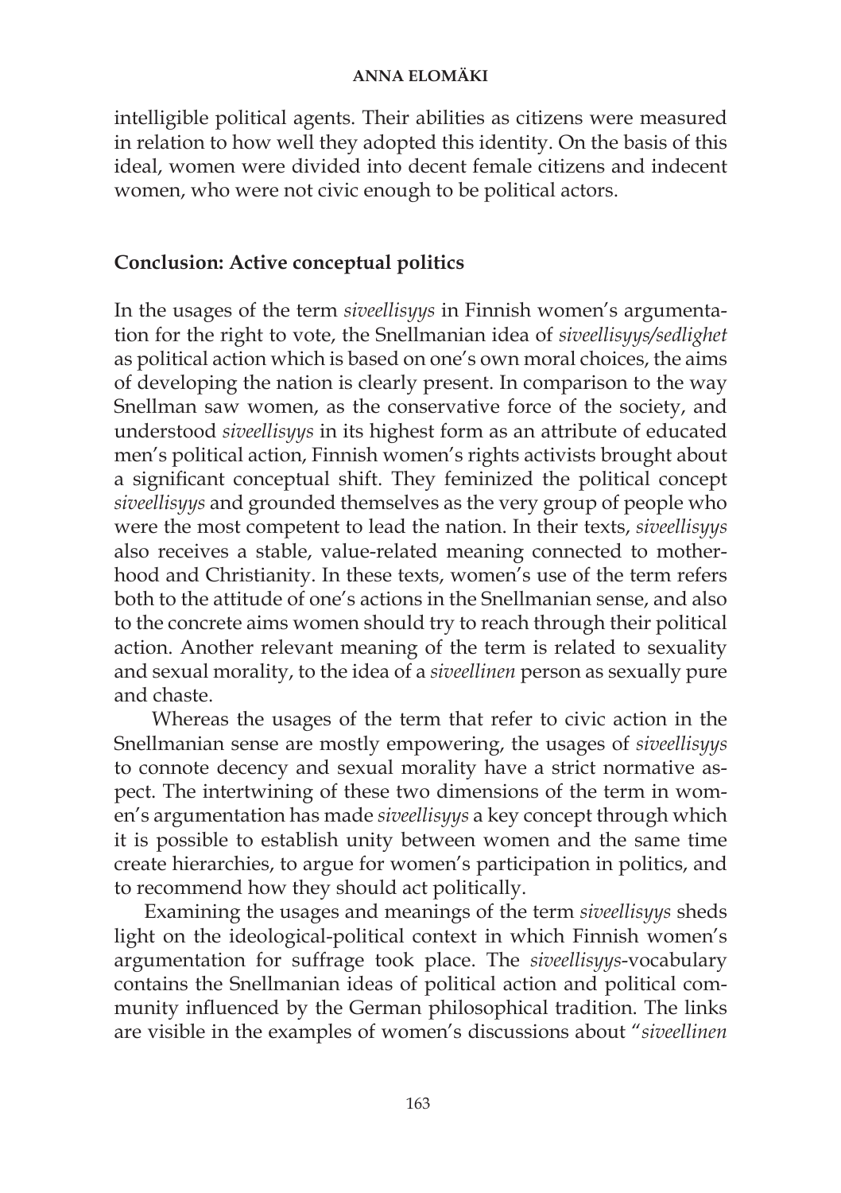intelligible political agents. Their abilities as citizens were measured in relation to how well they adopted this identity. On the basis of this ideal, women were divided into decent female citizens and indecent women, who were not civic enough to be political actors.

## Conclusion: Active conceptual politics

In the usages of the term *siveellisyys* in Finnish women's argumentation for the right to vote, the Snellmanian idea of *siveellisyys/sedlighet* as political action which is based on one's own moral choices, the aims of developing the nation is clearly present. In comparison to the way Snellman saw women, as the conservative force of the society, and understood *siveellisyys* in its highest form as an attribute of educated men's political action, Finnish women's rights activists brought about a significant conceptual shift. They feminized the political concept *siveellisyys* and grounded themselves as the very group of people who were the most competent to lead the nation. In their texts, *siveellisyys* also receives a stable, value-related meaning connected to motherhood and Christianity. In these texts, women's use of the term refers both to the attitude of one's actions in the Snellmanian sense, and also to the concrete aims women should try to reach through their political action. Another relevant meaning of the term is related to sexuality and sexual morality, to the idea of a *siveellinen* person as sexually pure and chaste.

Whereas the usages of the term that refer to civic action in the Snellmanian sense are mostly empowering, the usages of *siveellisyys* to connote decency and sexual morality have a strict normative aspect. The intertwining of these two dimensions of the term in women's argumentation has made *siveellisyys* a key concept through which it is possible to establish unity between women and the same time create hierarchies, to argue for women's participation in politics, and to recommend how they should act politically.

Examining the usages and meanings of the term *siveellisyys* sheds light on the ideological-political context in which Finnish women's argumentation for suffrage took place. The *siveellisyys*-vocabulary contains the Snellmanian ideas of political action and political community influenced by the German philosophical tradition. The links are visible in the examples of women's discussions about "*siveellinen*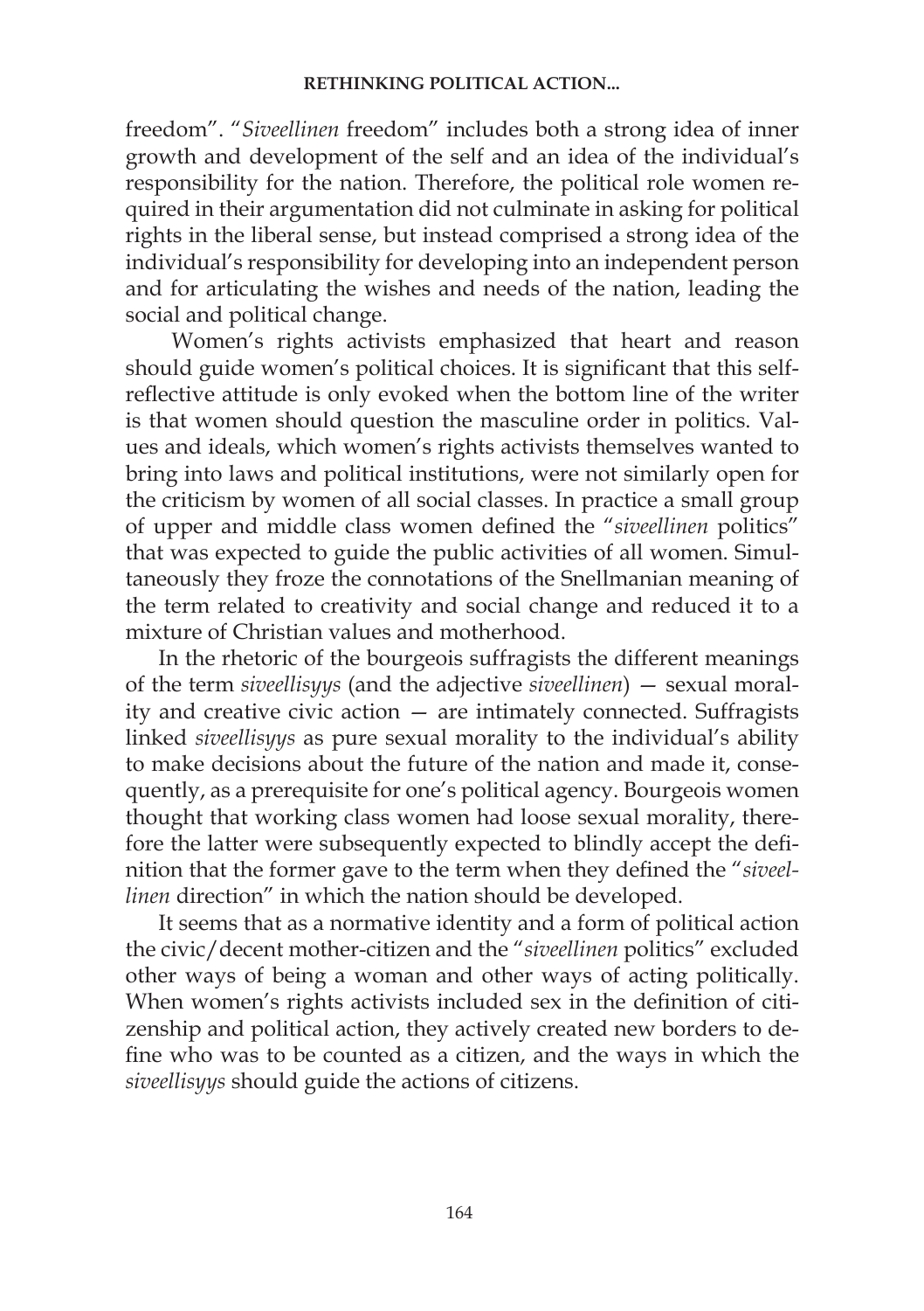freedom". "*Siveellinen* freedom" includes both a strong idea of inner growth and development of the self and an idea of the individual's responsibility for the nation. Therefore, the political role women required in their argumentation did not culminate in asking for political rights in the liberal sense, but instead comprised a strong idea of the individual's responsibility for developing into an independent person and for articulating the wishes and needs of the nation, leading the social and political change.

Women's rights activists emphasized that heart and reason should guide women's political choices. It is significant that this self-reflective attitude is only evoked when the bottom line of the writer is that women should question the masculine order in politics. Values and ideals, which women's rights activists themselves wanted to bring into laws and political institutions, were not similarly open for the criticism by women of all social classes. In practice a small group of upper and middle class women defined the "*siveellinen* politics" that was expected to guide the public activities of all women. Simultaneously they froze the connotations of the Snellmanian meaning of the term related to creativity and social change and reduced it to a mixture of Christian values and motherhood.

In the rhetoric of the bourgeois suffragists the different meanings of the term *siveellisyys* (and the adjective *siveellinen*) — sexual morality and creative civic action — are intimately connected. Suffragists linked *siveellisyys* as pure sexual morality to the individual's ability to make decisions about the future of the nation and made it, consequently, as a prerequisite for one's political agency. Bourgeois women thought that working class women had loose sexual morality, therefore the latter were subsequently expected to blindly accept the definition that the former gave to the term when they defined the "*siveellinen* direction" in which the nation should be developed.

It seems that as a normative identity and a form of political action the civic/decent mother-citizen and the "*siveellinen* politics" excluded other ways of being a woman and other ways of acting politically. When women's rights activists included sex in the definition of citizenship and political action, they actively created new borders to define who was to be counted as a citizen, and the ways in which the *siveellisyys* should guide the actions of citizens.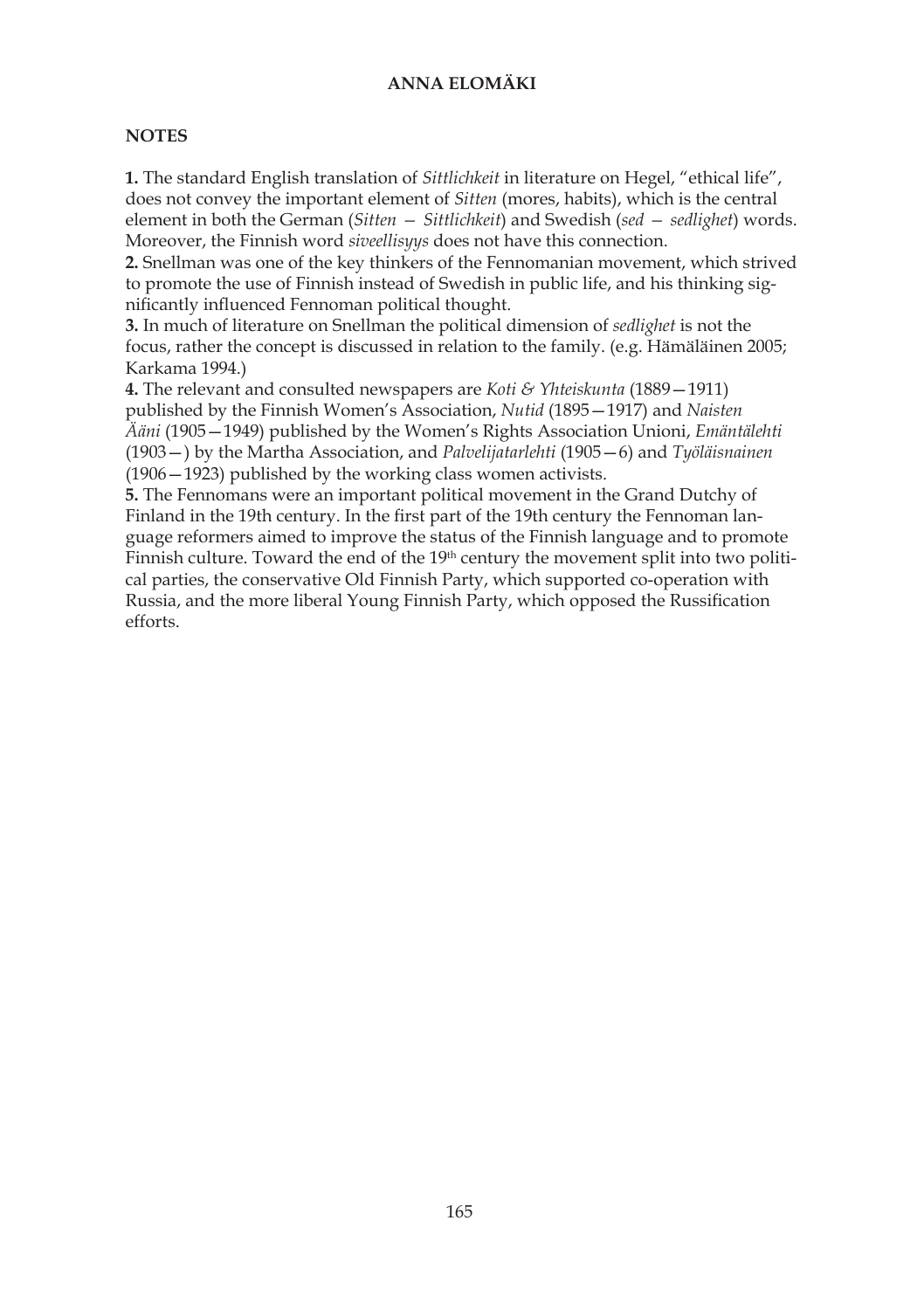## NOTES

**1.** The standard English translation of *Sittlichkeit* in literature on Hegel, "ethical life", does not convey the important element of *Sitten* (mores, habits), which is the central element in both the German (*Sitten – Sittlichkeit*) and Swedish (*sed – sedlighet*) words. Moreover, the Finnish word *siveellisyys* does not have this connection.

**2.** Snellman was one of the key thinkers of the Fennomanian movement, which strived to promote the use of Finnish instead of Swedish in public life, and his thinking significantly influenced Fennoman political thought.

**3.** In much of literature on Snellman the political dimension of *sedlighet* is not the focus, rather the concept is discussed in relation to the family. (e.g. Hämäläinen 2005; Karkama 1994.)

**4.** The relevant and consulted newspapers are *Koti & Yhteiskunta* (1889–1911) published by the Finnish Women's Association, *Nutid* (1895–1917) and *Naisten Ääni* (1905–1949) published by the Women's Rights Association Unioni, *Emäntälehti* (1903–) by the Martha Association, and *Palvelijatarlehti* (1905–6) and *Työläisnainen* (1906–1923) published by the working class women activists.

**5.** The Fennomans were an important political movement in the Grand Dutchy of Finland in the 19th century. In the first part of the 19th century the Fennoman language reformers aimed to improve the status of the Finnish language and to promote Finnish culture. Toward the end of the 19th century the movement split into two political parties, the conservative Old Finnish Party, which supported co-operation with Russia, and the more liberal Young Finnish Party, which opposed the Russification efforts.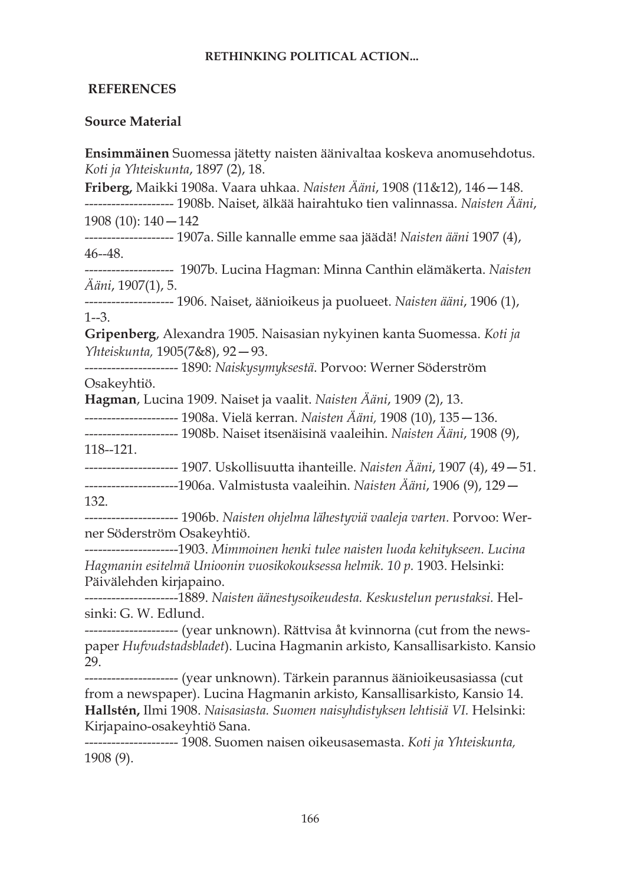## REFERENCES

### Source Material

**Ensimmäinen** Suomessa jätetty naisten äänivaltaa koskeva anomusehdotus. *Koti ja Yhteiskunta*, 1897 (2), 18.

**Friberg,** Maikki 1908a. Vaara uhkaa. *Naisten Ääni*, 1908 (11&12), 146—148.

-------------------- 1908b. Naiset, älkää hairahtuko tien valinnassa. *Naisten Ääni*, 1908 (10): 140—142

-------------------- 1907a. Sille kannalle emme saa jäädä! *Naisten ääni* 1907 (4), 46--48.

-------------------- 1907b. Lucina Hagman: Minna Canthin elämäkerta. *Naisten Ääni*, 1907(1), 5.

-------------------- 1906. Naiset, äänioikeus ja puolueet. *Naisten ääni*, 1906 (1), 1--3.

**Gripenberg**, Alexandra 1905. Naisasian nykyinen kanta Suomessa. *Koti ja Yhteiskunta,* 1905(7&8), 92—93.

--------------------- 1890: *Naiskysymyksestä.* Porvoo: Werner Söderström Osakeyhtiö.

**Hagman**, Lucina 1909. Naiset ja vaalit. *Naisten Ääni*, 1909 (2), 13.

--------------------- 1908a. Vielä kerran. *Naisten Ääni,* 1908 (10), 135—136.

--------------------- 1908b. Naiset itsenäisinä vaaleihin. *Naisten Ääni*, 1908 (9), 118--121.

--------------------- 1907. Uskollisuutta ihanteille. *Naisten Ääni*, 1907 (4), 49—51.

---------------------1906a. Valmistusta vaaleihin. *Naisten Ääni*, 1906 (9), 129—132.

--------------------- 1906b. *Naisten ohjelma lähestyviä vaaleja varten.* Porvoo: Werner Söderström Osakeyhtiö.

---------------------1903. *Mimmoinen henki tulee naisten luoda kehitykseen. Lucina Hagmanin esitelmä Unioonin vuosikokouksessa helmik. 10 p.* 1903. Helsinki: Päivälehden kirjapaino.

---------------------1889. *Naisten äänestysoikeudesta. Keskustelun perustaksi.* Helsinki: G. W. Edlund.

--------------------- (year unknown). Rättvisa åt kvinnorna (cut from the newspaper *Hufvudstadsbladet*). Lucina Hagmanin arkisto, Kansallisarkisto. Kansio 29.

--------------------- (year unknown). Tärkein parannus äänioikeusasiassa (cut from a newspaper). Lucina Hagmanin arkisto, Kansallisarkisto, Kansio 14.

**Hallstén,** Ilmi 1908. *Naisasiasta. Suomen naisyhdistyksen lehtisiä VI.* Helsinki: Kirjapaino-osakeyhtiö Sana.

--------------------- 1908. Suomen naisen oikeusasemasta. *Koti ja Yhteiskunta,* 1908 (9).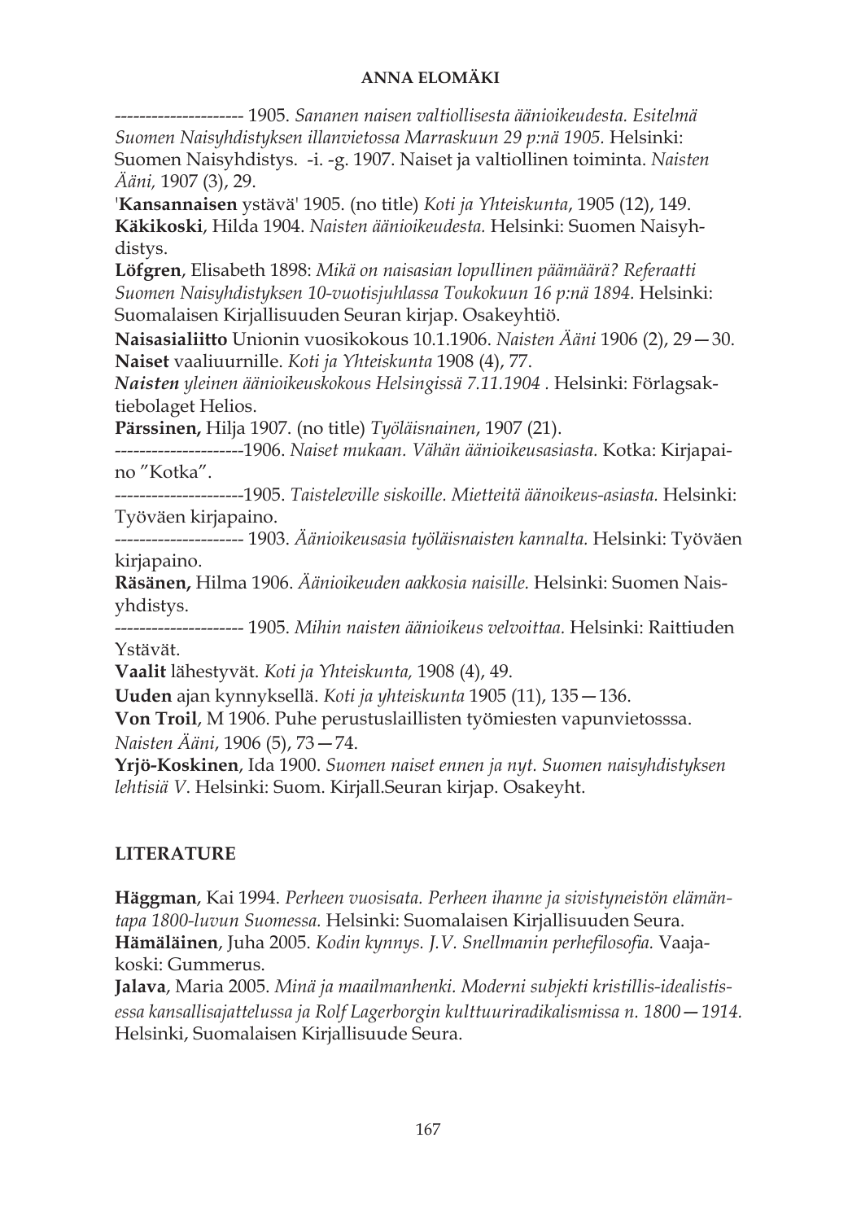--------------------- 1905. *Sananen naisen valtiollisesta äänioikeudesta. Esitelmä Suomen Naisyhdistyksen illanvietossa Marraskuun 29 p:nä 1905.* Helsinki: Suomen Naisyhdistys. -i. -g. 1907. Naiset ja valtiollinen toiminta. *Naisten Ääni,* 1907 (3), 29.

'**Kansannaisen** ystävä' 1905. (no title) *Koti ja Yhteiskunta*, 1905 (12), 149.

**Käkikoski**, Hilda 1904. *Naisten äänioikeudesta.* Helsinki: Suomen Naisyhdistys.

**Löfgren**, Elisabeth 1898: *Mikä on naisasian lopullinen päämäärä? Referaatti Suomen Naisyhdistyksen 10-vuotisjuhlassa Toukokuun 16 p:nä 1894.* Helsinki: Suomalaisen Kirjallisuuden Seuran kirjap. Osakeyhtiö.

**Naisasialiitto** Unionin vuosikokous 10.1.1906. *Naisten Ääni* 1906 (2), 29—30.

**Naiset** vaaliuurnille. *Koti ja Yhteiskunta* 1908 (4), 77.

***Naisten*** *yleinen äänioikeuskokous Helsingissä 7.11.1904* . Helsinki: Förlagsaktiebolaget Helios.

**Pärssinen,** Hilja 1907. (no title) *Työläisnainen*, 1907 (21).

---------------------1906. *Naiset mukaan. Vähän äänioikeusasiasta.* Kotka: Kirjapaino "Kotka".

---------------------1905. *Taisteleville siskoille. Mietteitä äänoikeus-asiasta.* Helsinki: Työväen kirjapaino.

--------------------- 1903. *Äänioikeusasia työläisnaisten kannalta.* Helsinki: Työväen kirjapaino.

**Räsänen,** Hilma 1906. *Äänioikeuden aakkosia naisille.* Helsinki: Suomen Naisyhdistys.

--------------------- 1905. *Mihin naisten äänioikeus velvoittaa.* Helsinki: Raittiuden Ystävät.

**Vaalit** lähestyvät. *Koti ja Yhteiskunta,* 1908 (4), 49.

**Uuden** ajan kynnyksellä. *Koti ja yhteiskunta* 1905 (11), 135—136.

**Von Troil**, M 1906. Puhe perustuslaillisten työmiesten vapunvietosssa. *Naisten Ääni*, 1906 (5), 73—74.

**Yrjö-Koskinen**, Ida 1900. *Suomen naiset ennen ja nyt. Suomen naisyhdistyksen lehtisiä V.* Helsinki: Suom. Kirjall.Seuran kirjap. Osakeyht.

## LITERATURE

**Häggman**, Kai 1994. *Perheen vuosisata. Perheen ihanne ja sivistyneistön elämäntapa 1800-luvun Suomessa.* Helsinki: Suomalaisen Kirjallisuuden Seura.

**Hämäläinen**, Juha 2005. *Kodin kynnys. J.V. Snellmanin perhefilosofia.* Vaajakoski: Gummerus.

**Jalava**, Maria 2005. *Minä ja maailmanhenki. Moderni subjekti kristillis-idealistisessa kansallisajattelussa ja Rolf Lagerborgin kulttuuriradikalismissa n. 1800—1914.* Helsinki, Suomalaisen Kirjallisuude Seura.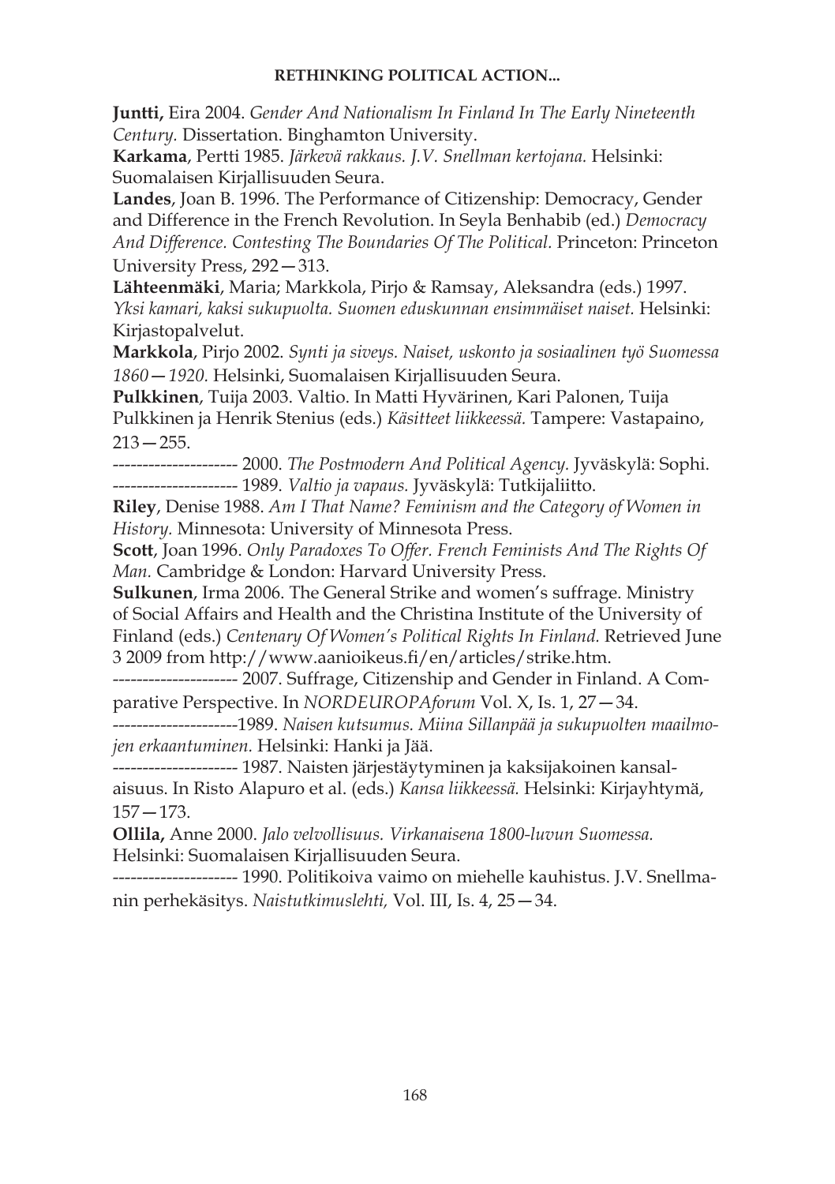**Juntti,** Eira 2004. *Gender And Nationalism In Finland In The Early Nineteenth Century.* Dissertation. Binghamton University.

**Karkama**, Pertti 1985. *Järkevä rakkaus. J.V. Snellman kertojana.* Helsinki: Suomalaisen Kirjallisuuden Seura.

**Landes**, Joan B. 1996. The Performance of Citizenship: Democracy, Gender and Difference in the French Revolution. In Seyla Benhabib (ed.) *Democracy And Difference. Contesting The Boundaries Of The Political.* Princeton: Princeton University Press, 292—313.

**Lähteenmäki**, Maria; Markkola, Pirjo & Ramsay, Aleksandra (eds.) 1997. *Yksi kamari, kaksi sukupuolta. Suomen eduskunnan ensimmäiset naiset.* Helsinki: Kirjastopalvelut.

**Markkola**, Pirjo 2002. *Synti ja siveys. Naiset, uskonto ja sosiaalinen työ Suomessa 1860—1920.* Helsinki, Suomalaisen Kirjallisuuden Seura.

**Pulkkinen**, Tuija 2003. Valtio. In Matti Hyvärinen, Kari Palonen, Tuija Pulkkinen ja Henrik Stenius (eds.) *Käsitteet liikkeessä.* Tampere: Vastapaino, 213—255.

--------------------- 2000. *The Postmodern And Political Agency.* Jyväskylä: Sophi.

--------------------- 1989. *Valtio ja vapaus.* Jyväskylä: Tutkijaliitto.

**Riley**, Denise 1988. *Am I That Name? Feminism and the Category of Women in History.* Minnesota: University of Minnesota Press.

**Scott**, Joan 1996. *Only Paradoxes To Offer. French Feminists And The Rights Of Man.* Cambridge & London: Harvard University Press.

**Sulkunen**, Irma 2006. The General Strike and women's suffrage. Ministry of Social Affairs and Health and the Christina Institute of the University of Finland (eds.) *Centenary Of Women's Political Rights In Finland.* Retrieved June 3 2009 from http://www.aanioikeus.fi/en/articles/strike.htm.

--------------------- 2007. Suffrage, Citizenship and Gender in Finland. A Comparative Perspective. In *NORDEUROPAforum* Vol. X, Is. 1, 27—34.

---------------------1989. *Naisen kutsumus. Miina Sillanpää ja sukupuolten maailmojen erkaantuminen.* Helsinki: Hanki ja Jää.

--------------------- 1987. Naisten järjestäytyminen ja kaksijakoinen kansalaisuus. In Risto Alapuro et al. (eds.) *Kansa liikkeessä.* Helsinki: Kirjayhtymä, 157—173.

**Ollila,** Anne 2000. *Jalo velvollisuus. Virkanaisena 1800-luvun Suomessa.* Helsinki: Suomalaisen Kirjallisuuden Seura.

--------------------- 1990. Politikoiva vaimo on miehelle kauhistus. J.V. Snellmanin perhekäsitys. *Naistutkimuslehti,* Vol. III, Is. 4, 25—34.